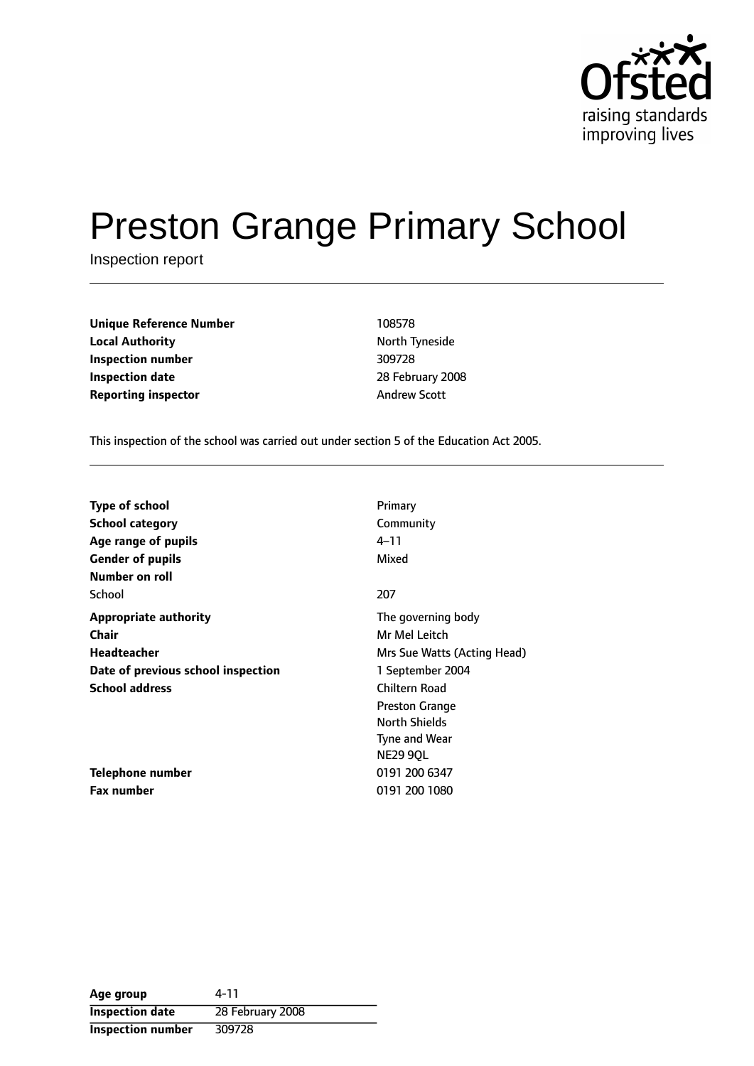# Preston Grange Primary School

Inspection report

| | |
|---|---|
| **Unique Reference Number** | 108578 |
| **Local Authority** | North Tyneside |
| **Inspection number** | 309728 |
| **Inspection date** | 28 February 2008 |
| **Reporting inspector** | Andrew Scott |

This inspection of the school was carried out under section 5 of the Education Act 2005.

| | |
|---|---|
| **Type of school** | Primary |
| **School category** | Community |
| **Age range of pupils** | 4–11 |
| **Gender of pupils** | Mixed |
| **Number on roll** | |
| School | 207 |
| **Appropriate authority** | The governing body |
| **Chair** | Mr Mel Leitch |
| **Headteacher** | Mrs Sue Watts (Acting Head) |
| **Date of previous school inspection** | 1 September 2004 |
| **School address** | Chiltern Road<br>Preston Grange<br>North Shields<br>Tyne and Wear<br>NE29 9QL |
| **Telephone number** | 0191 200 6347 |
| **Fax number** | 0191 200 1080 |

| | |
|---|---|
| **Age group** | 4-11 |
| **Inspection date** | 28 February 2008 |
| **Inspection number** | 309728 |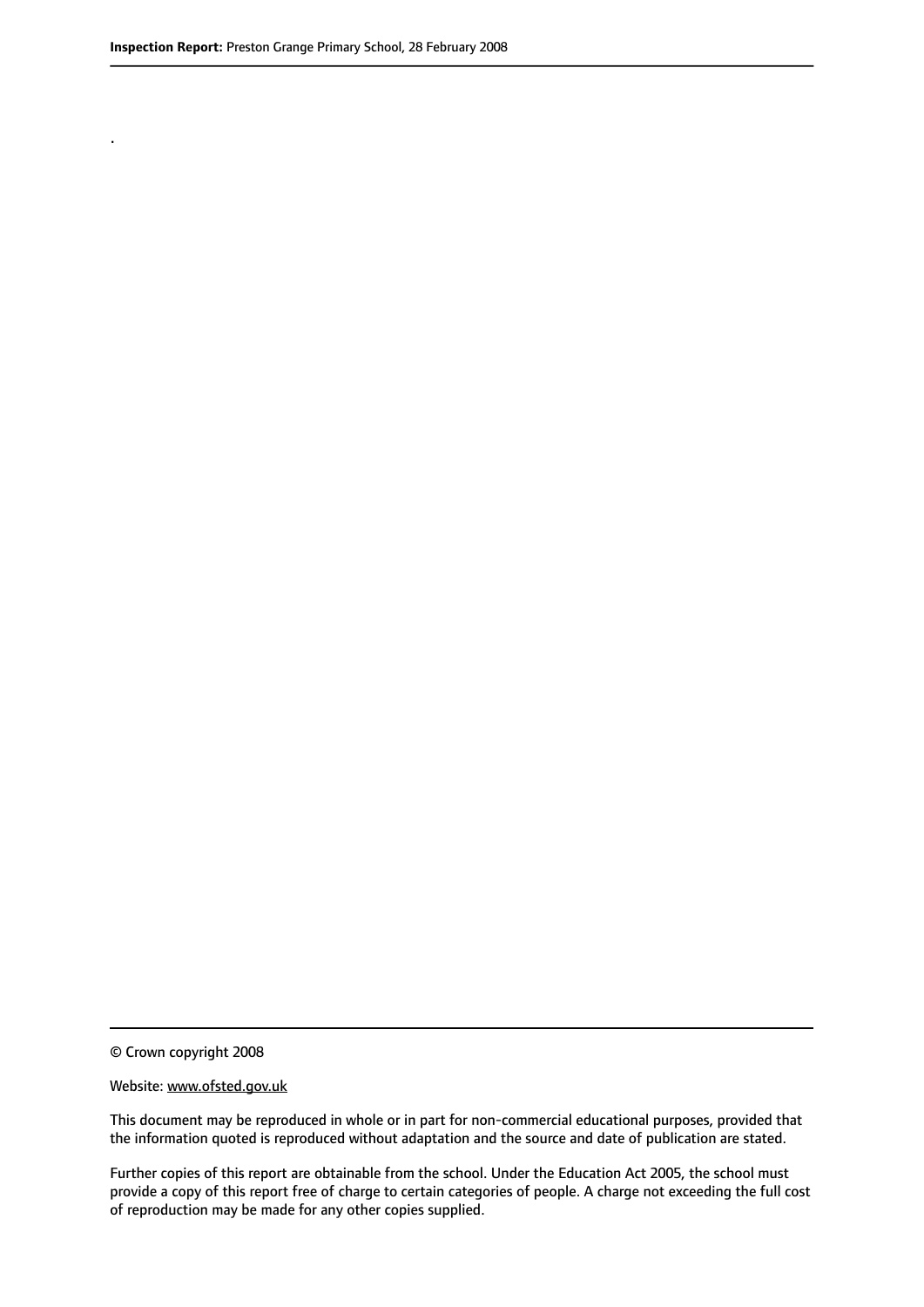.

© Crown copyright 2008

Website: www.ofsted.gov.uk

This document may be reproduced in whole or in part for non-commercial educational purposes, provided that the information quoted is reproduced without adaptation and the source and date of publication are stated.

Further copies of this report are obtainable from the school. Under the Education Act 2005, the school must provide a copy of this report free of charge to certain categories of people. A charge not exceeding the full cost of reproduction may be made for any other copies supplied.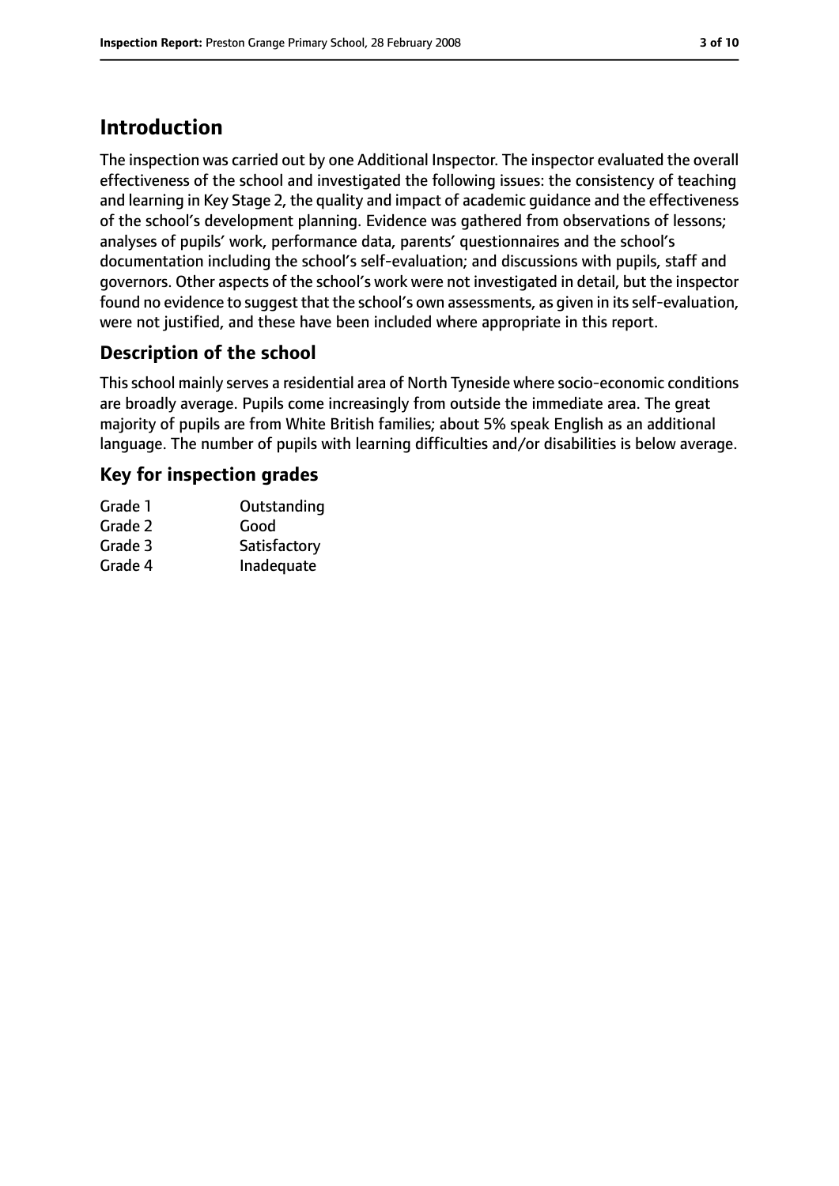# Introduction

The inspection was carried out by one Additional Inspector. The inspector evaluated the overall effectiveness of the school and investigated the following issues: the consistency of teaching and learning in Key Stage 2, the quality and impact of academic guidance and the effectiveness of the school's development planning. Evidence was gathered from observations of lessons; analyses of pupils' work, performance data, parents' questionnaires and the school's documentation including the school's self-evaluation; and discussions with pupils, staff and governors. Other aspects of the school's work were not investigated in detail, but the inspector found no evidence to suggest that the school's own assessments, as given in its self-evaluation, were not justified, and these have been included where appropriate in this report.

## Description of the school

This school mainly serves a residential area of North Tyneside where socio-economic conditions are broadly average. Pupils come increasingly from outside the immediate area. The great majority of pupils are from White British families; about 5% speak English as an additional language. The number of pupils with learning difficulties and/or disabilities is below average.

## Key for inspection grades

| | |
|---|---|
| Grade 1 | Outstanding |
| Grade 2 | Good |
| Grade 3 | Satisfactory |
| Grade 4 | Inadequate |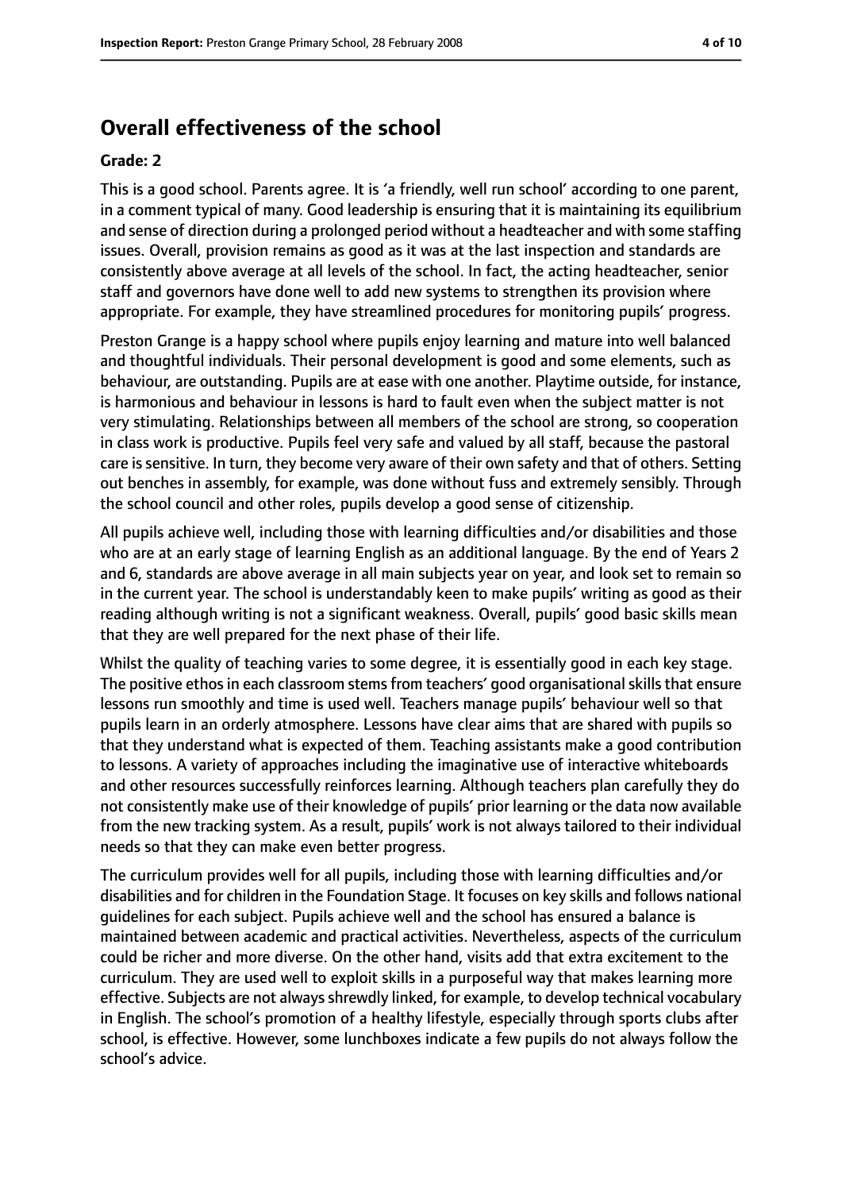## Overall effectiveness of the school

**Grade: 2**

This is a good school. Parents agree. It is 'a friendly, well run school' according to one parent, in a comment typical of many. Good leadership is ensuring that it is maintaining its equilibrium and sense of direction during a prolonged period without a headteacher and with some staffing issues. Overall, provision remains as good as it was at the last inspection and standards are consistently above average at all levels of the school. In fact, the acting headteacher, senior staff and governors have done well to add new systems to strengthen its provision where appropriate. For example, they have streamlined procedures for monitoring pupils' progress.

Preston Grange is a happy school where pupils enjoy learning and mature into well balanced and thoughtful individuals. Their personal development is good and some elements, such as behaviour, are outstanding. Pupils are at ease with one another. Playtime outside, for instance, is harmonious and behaviour in lessons is hard to fault even when the subject matter is not very stimulating. Relationships between all members of the school are strong, so cooperation in class work is productive. Pupils feel very safe and valued by all staff, because the pastoral care is sensitive. In turn, they become very aware of their own safety and that of others. Setting out benches in assembly, for example, was done without fuss and extremely sensibly. Through the school council and other roles, pupils develop a good sense of citizenship.

All pupils achieve well, including those with learning difficulties and/or disabilities and those who are at an early stage of learning English as an additional language. By the end of Years 2 and 6, standards are above average in all main subjects year on year, and look set to remain so in the current year. The school is understandably keen to make pupils' writing as good as their reading although writing is not a significant weakness. Overall, pupils' good basic skills mean that they are well prepared for the next phase of their life.

Whilst the quality of teaching varies to some degree, it is essentially good in each key stage. The positive ethos in each classroom stems from teachers' good organisational skills that ensure lessons run smoothly and time is used well. Teachers manage pupils' behaviour well so that pupils learn in an orderly atmosphere. Lessons have clear aims that are shared with pupils so that they understand what is expected of them. Teaching assistants make a good contribution to lessons. A variety of approaches including the imaginative use of interactive whiteboards and other resources successfully reinforces learning. Although teachers plan carefully they do not consistently make use of their knowledge of pupils' prior learning or the data now available from the new tracking system. As a result, pupils' work is not always tailored to their individual needs so that they can make even better progress.

The curriculum provides well for all pupils, including those with learning difficulties and/or disabilities and for children in the Foundation Stage. It focuses on key skills and follows national guidelines for each subject. Pupils achieve well and the school has ensured a balance is maintained between academic and practical activities. Nevertheless, aspects of the curriculum could be richer and more diverse. On the other hand, visits add that extra excitement to the curriculum. They are used well to exploit skills in a purposeful way that makes learning more effective. Subjects are not always shrewdly linked, for example, to develop technical vocabulary in English. The school's promotion of a healthy lifestyle, especially through sports clubs after school, is effective. However, some lunchboxes indicate a few pupils do not always follow the school's advice.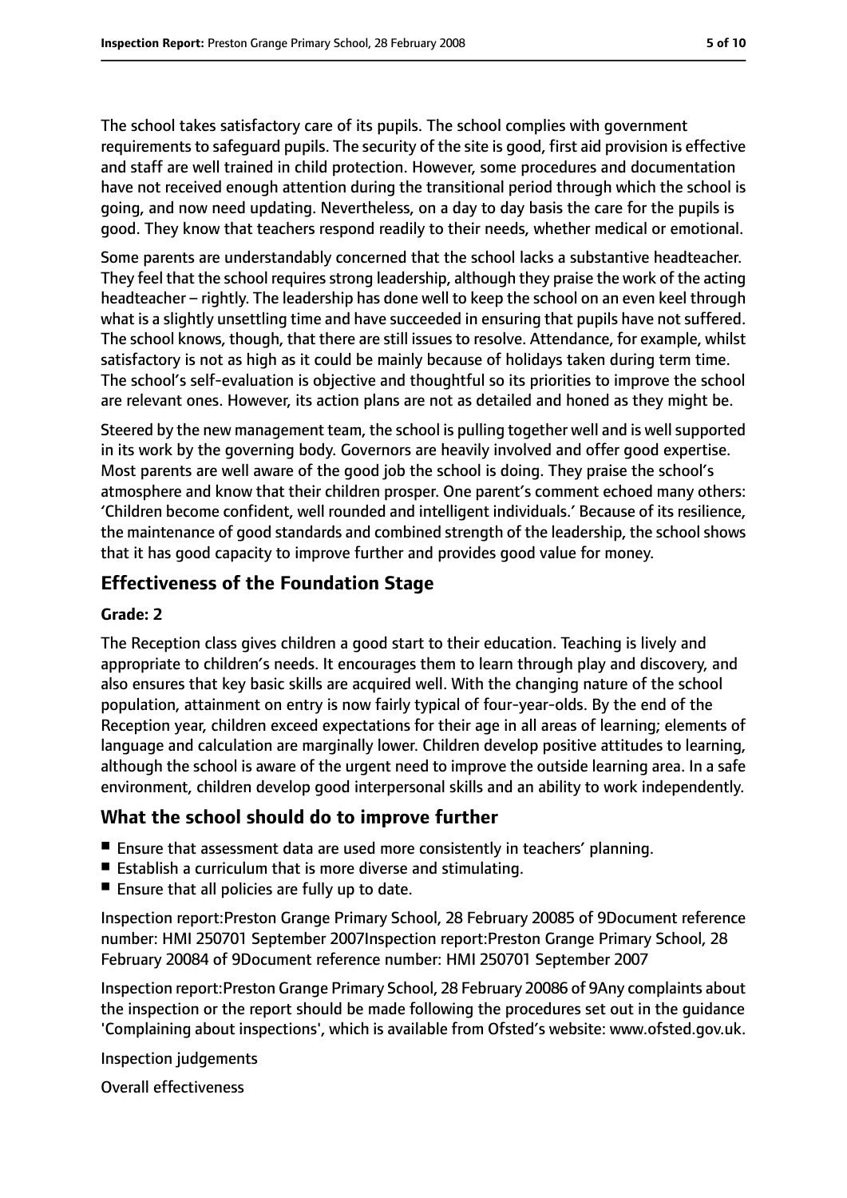The school takes satisfactory care of its pupils. The school complies with government requirements to safeguard pupils. The security of the site is good, first aid provision is effective and staff are well trained in child protection. However, some procedures and documentation have not received enough attention during the transitional period through which the school is going, and now need updating. Nevertheless, on a day to day basis the care for the pupils is good. They know that teachers respond readily to their needs, whether medical or emotional.

Some parents are understandably concerned that the school lacks a substantive headteacher. They feel that the school requires strong leadership, although they praise the work of the acting headteacher – rightly. The leadership has done well to keep the school on an even keel through what is a slightly unsettling time and have succeeded in ensuring that pupils have not suffered. The school knows, though, that there are still issues to resolve. Attendance, for example, whilst satisfactory is not as high as it could be mainly because of holidays taken during term time. The school's self-evaluation is objective and thoughtful so its priorities to improve the school are relevant ones. However, its action plans are not as detailed and honed as they might be.

Steered by the new management team, the school is pulling together well and is well supported in its work by the governing body. Governors are heavily involved and offer good expertise. Most parents are well aware of the good job the school is doing. They praise the school's atmosphere and know that their children prosper. One parent's comment echoed many others: 'Children become confident, well rounded and intelligent individuals.' Because of its resilience, the maintenance of good standards and combined strength of the leadership, the school shows that it has good capacity to improve further and provides good value for money.

## Effectiveness of the Foundation Stage

**Grade: 2**

The Reception class gives children a good start to their education. Teaching is lively and appropriate to children's needs. It encourages them to learn through play and discovery, and also ensures that key basic skills are acquired well. With the changing nature of the school population, attainment on entry is now fairly typical of four-year-olds. By the end of the Reception year, children exceed expectations for their age in all areas of learning; elements of language and calculation are marginally lower. Children develop positive attitudes to learning, although the school is aware of the urgent need to improve the outside learning area. In a safe environment, children develop good interpersonal skills and an ability to work independently.

## What the school should do to improve further

- Ensure that assessment data are used more consistently in teachers' planning.
- Establish a curriculum that is more diverse and stimulating.
- Ensure that all policies are fully up to date.

Inspection report:Preston Grange Primary School, 28 February 20085 of 9Document reference number: HMI 250701 September 2007Inspection report:Preston Grange Primary School, 28 February 20084 of 9Document reference number: HMI 250701 September 2007

Inspection report:Preston Grange Primary School, 28 February 20086 of 9Any complaints about the inspection or the report should be made following the procedures set out in the guidance 'Complaining about inspections', which is available from Ofsted's website: www.ofsted.gov.uk.

Inspection judgements

Overall effectiveness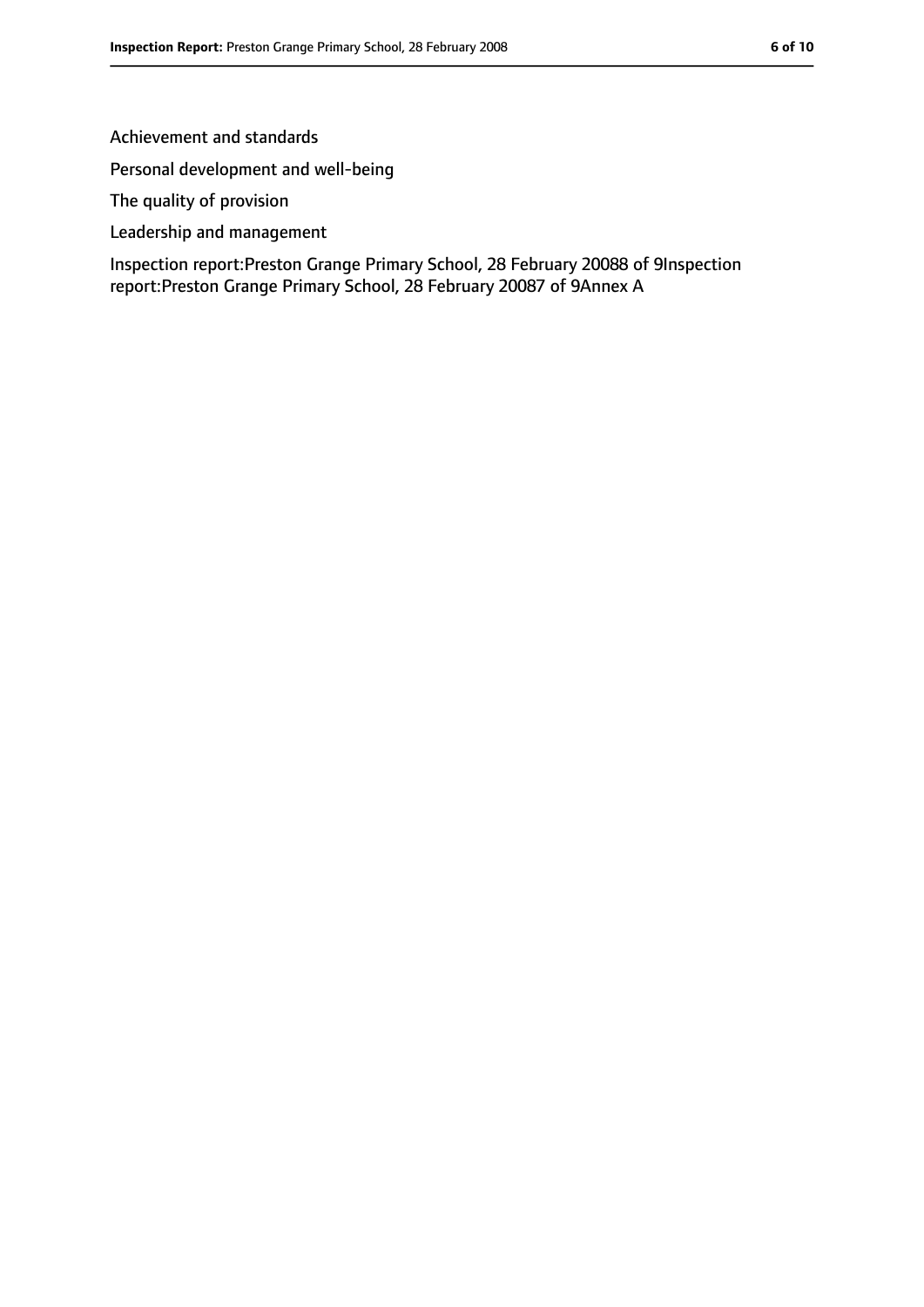Achievement and standards

Personal development and well-being

The quality of provision

Leadership and management

Inspection report:Preston Grange Primary School, 28 February 20088 of 9Inspection report:Preston Grange Primary School, 28 February 20087 of 9Annex A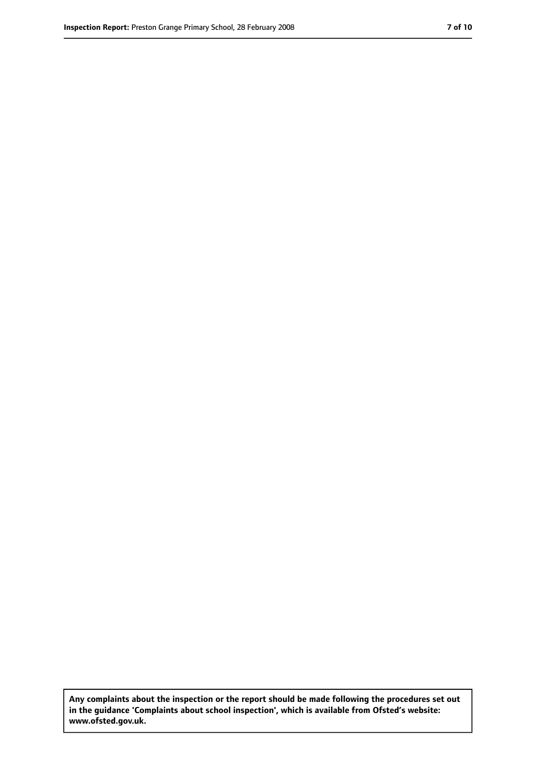**Any complaints about the inspection or the report should be made following the procedures set out in the guidance 'Complaints about school inspection', which is available from Ofsted's website: www.ofsted.gov.uk.**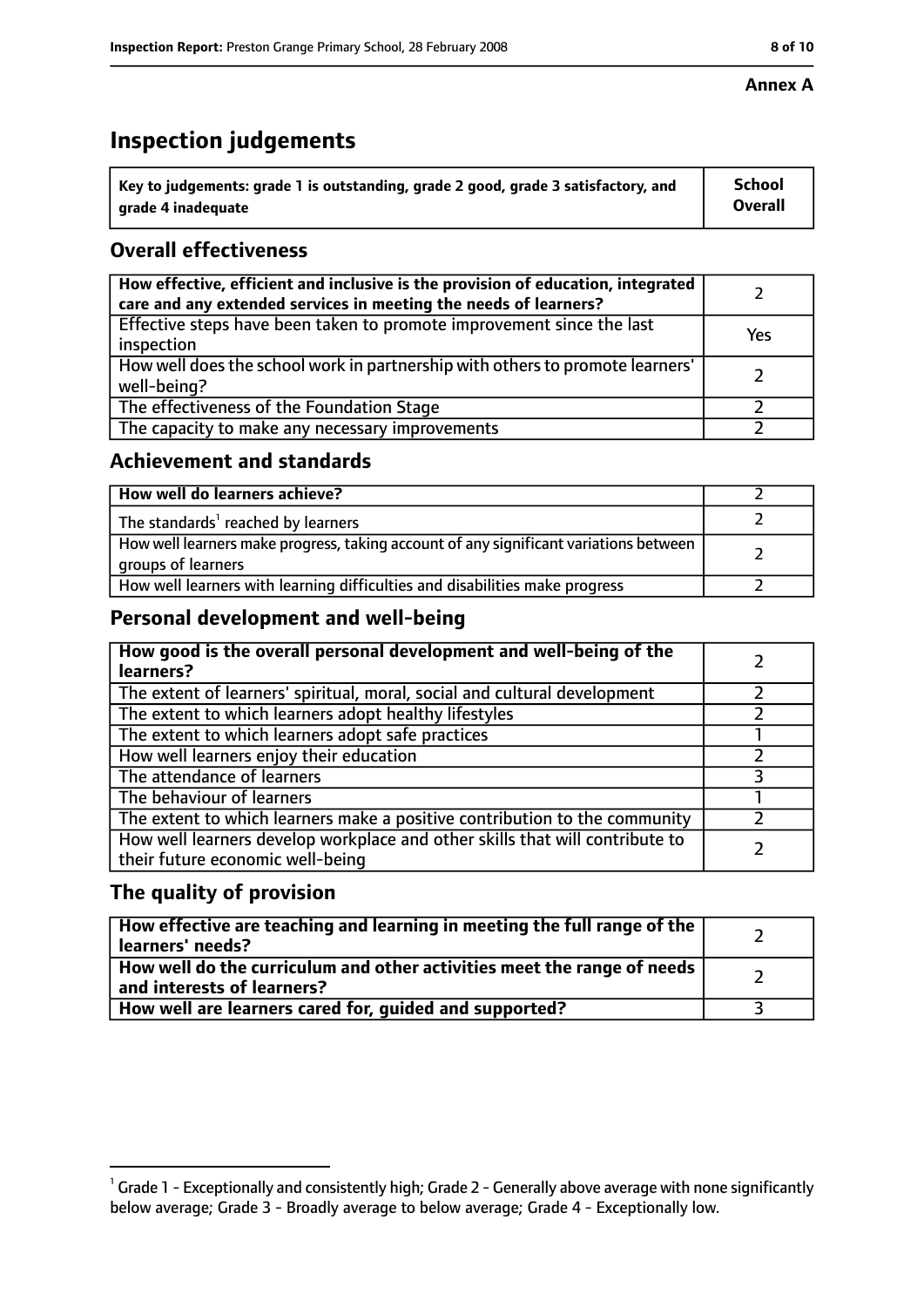**Annex A**

# Inspection judgements

| Key to judgements: grade 1 is outstanding, grade 2 good, grade 3 satisfactory, and grade 4 inadequate | School Overall |
|---|---|

## Overall effectiveness

| | |
|---|---|
| How effective, efficient and inclusive is the provision of education, integrated care and any extended services in meeting the needs of learners? | 2 |
| Effective steps have been taken to promote improvement since the last inspection | Yes |
| How well does the school work in partnership with others to promote learners' well-being? | 2 |
| The effectiveness of the Foundation Stage | 2 |
| The capacity to make any necessary improvements | 2 |

## Achievement and standards

| | |
|---|---|
| **How well do learners achieve?** | 2 |
| The standards[1] reached by learners | 2 |
| How well learners make progress, taking account of any significant variations between groups of learners | 2 |
| How well learners with learning difficulties and disabilities make progress | 2 |

## Personal development and well-being

| | |
|---|---|
| **How good is the overall personal development and well-being of the learners?** | 2 |
| The extent of learners' spiritual, moral, social and cultural development | 2 |
| The extent to which learners adopt healthy lifestyles | 2 |
| The extent to which learners adopt safe practices | 1 |
| How well learners enjoy their education | 2 |
| The attendance of learners | 3 |
| The behaviour of learners | 1 |
| The extent to which learners make a positive contribution to the community | 2 |
| How well learners develop workplace and other skills that will contribute to their future economic well-being | 2 |

## The quality of provision

| | |
|---|---|
| **How effective are teaching and learning in meeting the full range of the learners' needs?** | 2 |
| **How well do the curriculum and other activities meet the range of needs and interests of learners?** | 2 |
| **How well are learners cared for, guided and supported?** | 3 |

[1] Grade 1 - Exceptionally and consistently high; Grade 2 - Generally above average with none significantly below average; Grade 3 - Broadly average to below average; Grade 4 - Exceptionally low.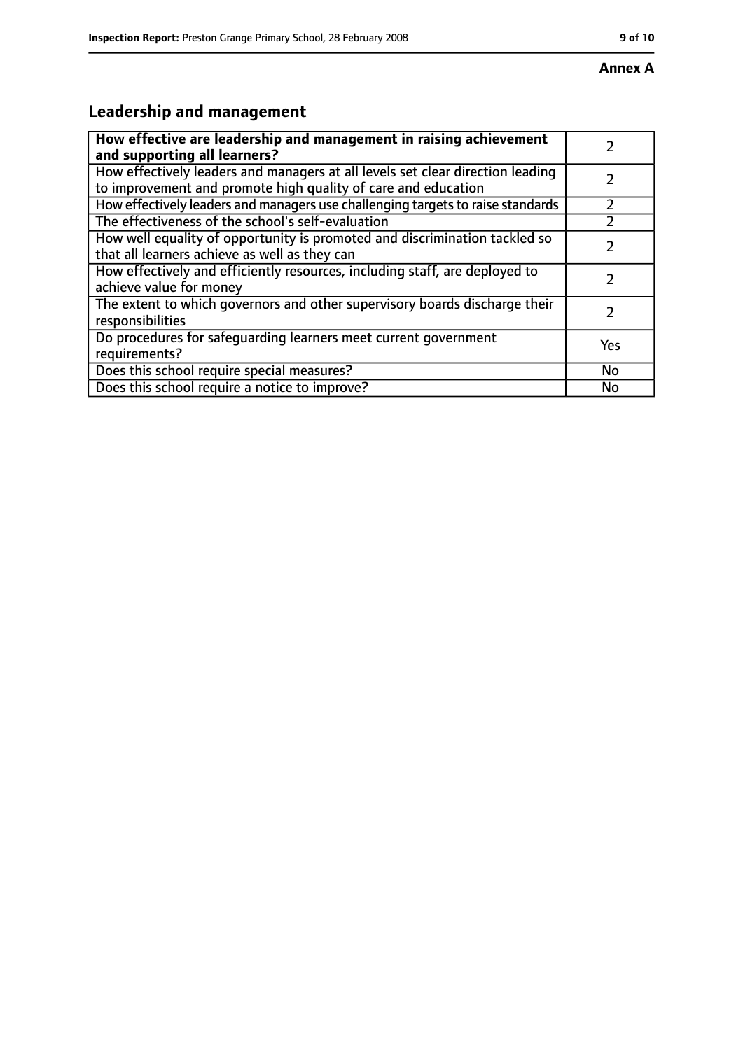**Annex A**

## Leadership and management

| **How effective are leadership and management in raising achievement and supporting all learners?** | 2 |
|---|---|
| How effectively leaders and managers at all levels set clear direction leading to improvement and promote high quality of care and education | 2 |
| How effectively leaders and managers use challenging targets to raise standards | 2 |
| The effectiveness of the school's self-evaluation | 2 |
| How well equality of opportunity is promoted and discrimination tackled so that all learners achieve as well as they can | 2 |
| How effectively and efficiently resources, including staff, are deployed to achieve value for money | 2 |
| The extent to which governors and other supervisory boards discharge their responsibilities | 2 |
| Do procedures for safeguarding learners meet current government requirements? | Yes |
| Does this school require special measures? | No |
| Does this school require a notice to improve? | No |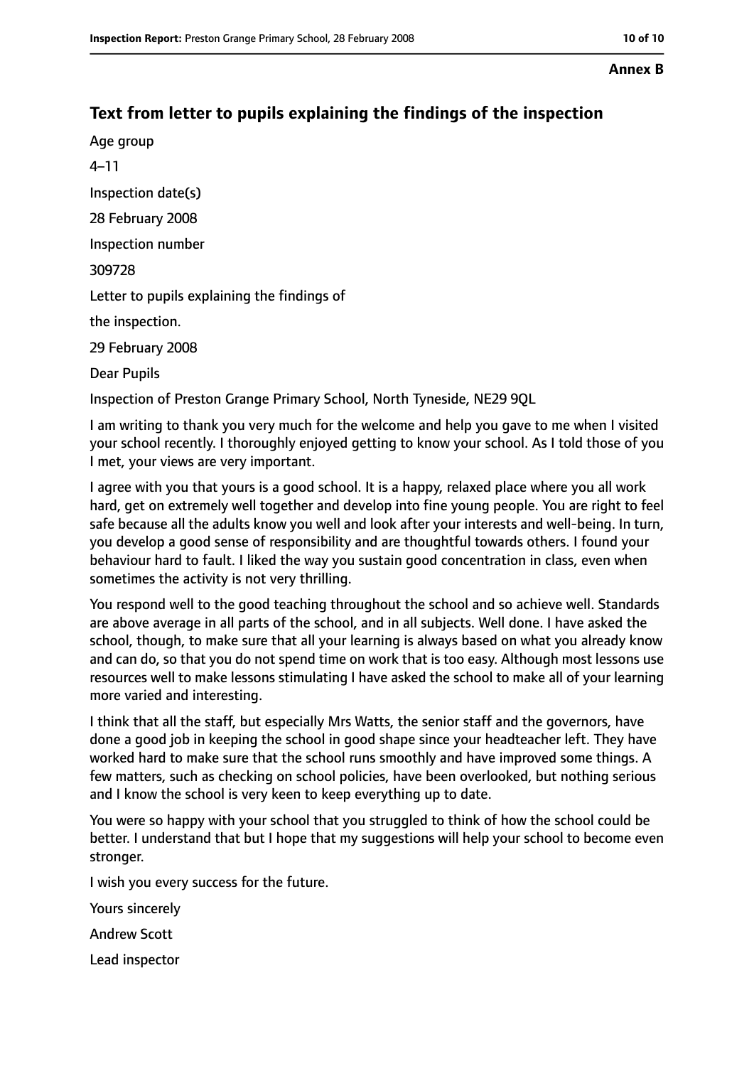**Annex B**

## Text from letter to pupils explaining the findings of the inspection

Age group

4–11

Inspection date(s)

28 February 2008

Inspection number

309728

Letter to pupils explaining the findings of

the inspection.

29 February 2008

Dear Pupils

Inspection of Preston Grange Primary School, North Tyneside, NE29 9QL

I am writing to thank you very much for the welcome and help you gave to me when I visited your school recently. I thoroughly enjoyed getting to know your school. As I told those of you I met, your views are very important.

I agree with you that yours is a good school. It is a happy, relaxed place where you all work hard, get on extremely well together and develop into fine young people. You are right to feel safe because all the adults know you well and look after your interests and well-being. In turn, you develop a good sense of responsibility and are thoughtful towards others. I found your behaviour hard to fault. I liked the way you sustain good concentration in class, even when sometimes the activity is not very thrilling.

You respond well to the good teaching throughout the school and so achieve well. Standards are above average in all parts of the school, and in all subjects. Well done. I have asked the school, though, to make sure that all your learning is always based on what you already know and can do, so that you do not spend time on work that is too easy. Although most lessons use resources well to make lessons stimulating I have asked the school to make all of your learning more varied and interesting.

I think that all the staff, but especially Mrs Watts, the senior staff and the governors, have done a good job in keeping the school in good shape since your headteacher left. They have worked hard to make sure that the school runs smoothly and have improved some things. A few matters, such as checking on school policies, have been overlooked, but nothing serious and I know the school is very keen to keep everything up to date.

You were so happy with your school that you struggled to think of how the school could be better. I understand that but I hope that my suggestions will help your school to become even stronger.

I wish you every success for the future.

Yours sincerely

Andrew Scott

Lead inspector